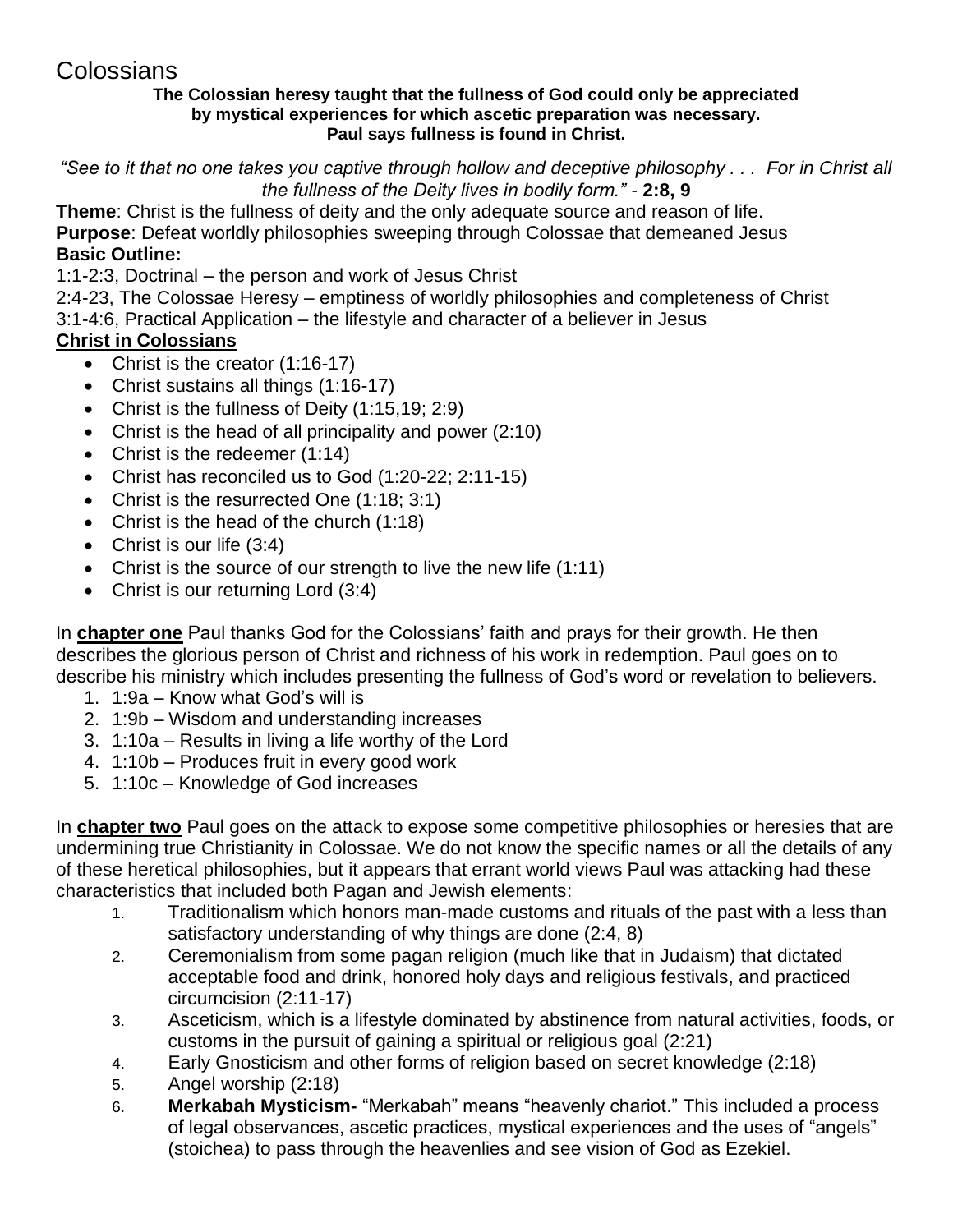# Colossians

**The Colossian heresy taught that the fullness of God could only be appreciated by mystical experiences for which ascetic preparation was necessary. Paul says fullness is found in Christ.**

*"See to it that no one takes you captive through hollow and deceptive philosophy . . . For in Christ all the fullness of the Deity lives in bodily form."* - **2:8, 9**

**Theme**: Christ is the fullness of deity and the only adequate source and reason of life.
**Purpose**: Defeat worldly philosophies sweeping through Colossae that demeaned Jesus
**Basic Outline:**
1:1-2:3, Doctrinal – the person and work of Jesus Christ
2:4-23, The Colossae Heresy – emptiness of worldly philosophies and completeness of Christ
3:1-4:6, Practical Application – the lifestyle and character of a believer in Jesus

**Christ in Colossians**

- Christ is the creator (1:16-17)
- Christ sustains all things (1:16-17)
- Christ is the fullness of Deity (1:15,19; 2:9)
- Christ is the head of all principality and power (2:10)
- Christ is the redeemer (1:14)
- Christ has reconciled us to God (1:20-22; 2:11-15)
- Christ is the resurrected One (1:18; 3:1)
- Christ is the head of the church (1:18)
- Christ is our life (3:4)
- Christ is the source of our strength to live the new life (1:11)
- Christ is our returning Lord (3:4)

In **chapter one** Paul thanks God for the Colossians' faith and prays for their growth. He then describes the glorious person of Christ and richness of his work in redemption. Paul goes on to describe his ministry which includes presenting the fullness of God's word or revelation to believers.

1. 1:9a – Know what God's will is
2. 1:9b – Wisdom and understanding increases
3. 1:10a – Results in living a life worthy of the Lord
4. 1:10b – Produces fruit in every good work
5. 1:10c – Knowledge of God increases

In **chapter two** Paul goes on the attack to expose some competitive philosophies or heresies that are undermining true Christianity in Colossae. We do not know the specific names or all the details of any of these heretical philosophies, but it appears that errant world views Paul was attacking had these characteristics that included both Pagan and Jewish elements:

1. Traditionalism which honors man-made customs and rituals of the past with a less than satisfactory understanding of why things are done (2:4, 8)
2. Ceremonialism from some pagan religion (much like that in Judaism) that dictated acceptable food and drink, honored holy days and religious festivals, and practiced circumcision (2:11-17)
3. Asceticism, which is a lifestyle dominated by abstinence from natural activities, foods, or customs in the pursuit of gaining a spiritual or religious goal (2:21)
4. Early Gnosticism and other forms of religion based on secret knowledge (2:18)
5. Angel worship (2:18)
6. **Merkabah Mysticism-** "Merkabah" means "heavenly chariot." This included a process of legal observances, ascetic practices, mystical experiences and the uses of "angels" (stoichea) to pass through the heavenlies and see vision of God as Ezekiel.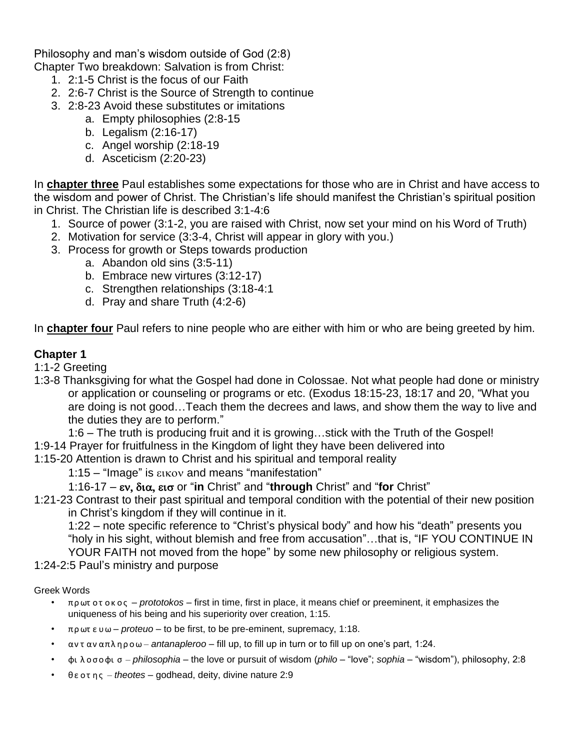Philosophy and man's wisdom outside of God (2:8)
Chapter Two breakdown: Salvation is from Christ:

1. 2:1-5 Christ is the focus of our Faith
2. 2:6-7 Christ is the Source of Strength to continue
3. 2:8-23 Avoid these substitutes or imitations
    a. Empty philosophies (2:8-15
    b. Legalism (2:16-17)
    c. Angel worship (2:18-19
    d. Asceticism (2:20-23)

In **chapter three** Paul establishes some expectations for those who are in Christ and have access to the wisdom and power of Christ. The Christian's life should manifest the Christian's spiritual position in Christ. The Christian life is described 3:1-4:6

1. Source of power (3:1-2, you are raised with Christ, now set your mind on his Word of Truth)
2. Motivation for service (3:3-4, Christ will appear in glory with you.)
3. Process for growth or Steps towards production
    a. Abandon old sins (3:5-11)
    b. Embrace new virtures (3:12-17)
    c. Strengthen relationships (3:18-4:1
    d. Pray and share Truth (4:2-6)

In **chapter four** Paul refers to nine people who are either with him or who are being greeted by him.

### Chapter 1

1:1-2 Greeting

1:3-8 Thanksgiving for what the Gospel had done in Colossae. Not what people had done or ministry or application or counseling or programs or etc. (Exodus 18:15-23, 18:17 and 20, "What you are doing is not good…Teach them the decrees and laws, and show them the way to live and the duties they are to perform."

1:6 – The truth is producing fruit and it is growing…stick with the Truth of the Gospel!

1:9-14 Prayer for fruitfulness in the Kingdom of light they have been delivered into

1:15-20 Attention is drawn to Christ and his spiritual and temporal reality

1:15 – "Image" is εικον and means "manifestation"

1:16-17 – **εν, δια, εισ** or "**in** Christ" and "**through** Christ" and "**for** Christ"

1:21-23 Contrast to their past spiritual and temporal condition with the potential of their new position in Christ's kingdom if they will continue in it.

1:22 – note specific reference to "Christ's physical body" and how his "death" presents you "holy in his sight, without blemish and free from accusation"…that is, "IF YOU CONTINUE IN YOUR FAITH not moved from the hope" by some new philosophy or religious system.

1:24-2:5 Paul's ministry and purpose

Greek Words

- πρωτοτοκος – *prototokos* – first in time, first in place, it means chief or preeminent, it emphasizes the uniqueness of his being and his superiority over creation, 1:15.
- πρωτευω – *proteuo* – to be first, to be pre-eminent, supremacy, 1:18.
- ανταναπληροω – *antanapleroo* – fill up, to fill up in turn or to fill up on one's part, 1:24.
- φιλοσοφισ – *philosophia* – the love or pursuit of wisdom (*philo* – "love"; *sophia* – "wisdom"), philosophy, 2:8
- θεοτης – *theotes* – godhead, deity, divine nature 2:9